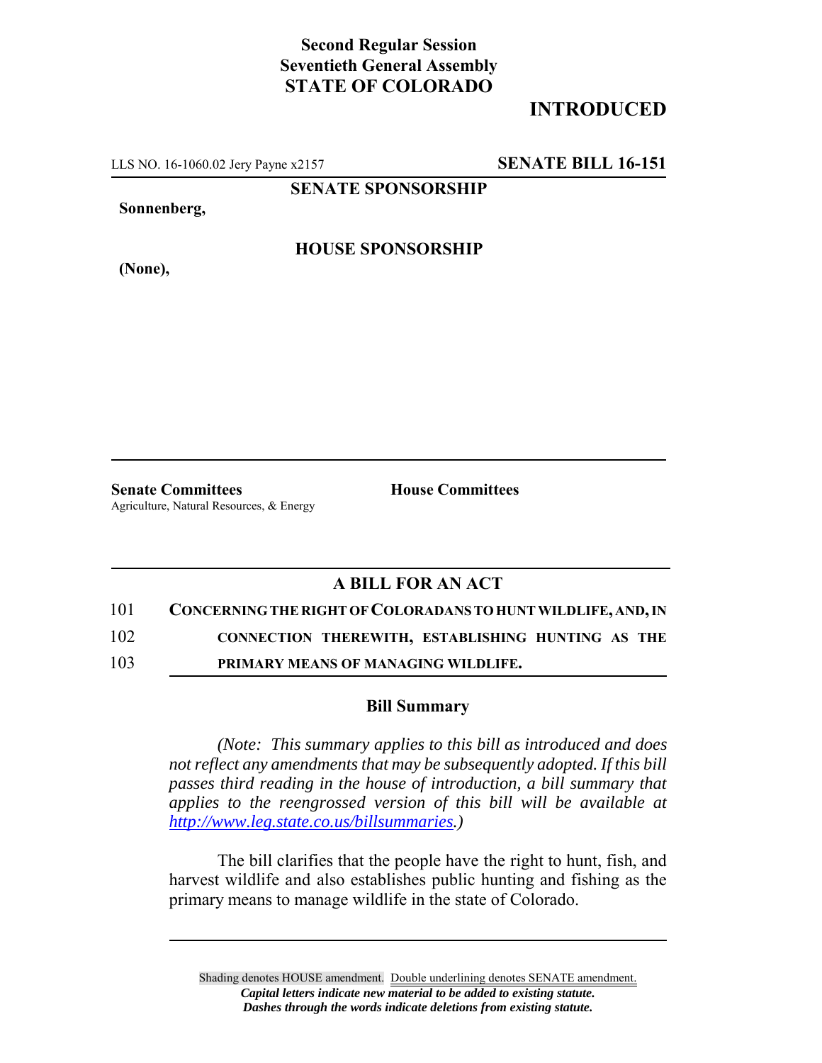**Second Regular Session**
**Seventieth General Assembly**
**STATE OF COLORADO**

## INTRODUCED

LLS NO. 16-1060.02 Jery Payne x2157 **SENATE BILL 16-151**

**SENATE SPONSORSHIP**

**Sonnenberg,**

**HOUSE SPONSORSHIP**

**(None),**

**Senate Committees**
Agriculture, Natural Resources, & Energy

**House Committees**

### A BILL FOR AN ACT

101 **CONCERNING THE RIGHT OF COLORADANS TO HUNT WILDLIFE, AND, IN**
102 **CONNECTION THEREWITH, ESTABLISHING HUNTING AS THE**
103 **PRIMARY MEANS OF MANAGING WILDLIFE.**

### Bill Summary

*(Note: This summary applies to this bill as introduced and does not reflect any amendments that may be subsequently adopted. If this bill passes third reading in the house of introduction, a bill summary that applies to the reengrossed version of this bill will be available at http://www.leg.state.co.us/billsummaries.)*

The bill clarifies that the people have the right to hunt, fish, and harvest wildlife and also establishes public hunting and fishing as the primary means to manage wildlife in the state of Colorado.

Shading denotes HOUSE amendment. Double underlining denotes SENATE amendment.
***Capital letters indicate new material to be added to existing statute.***
***Dashes through the words indicate deletions from existing statute.***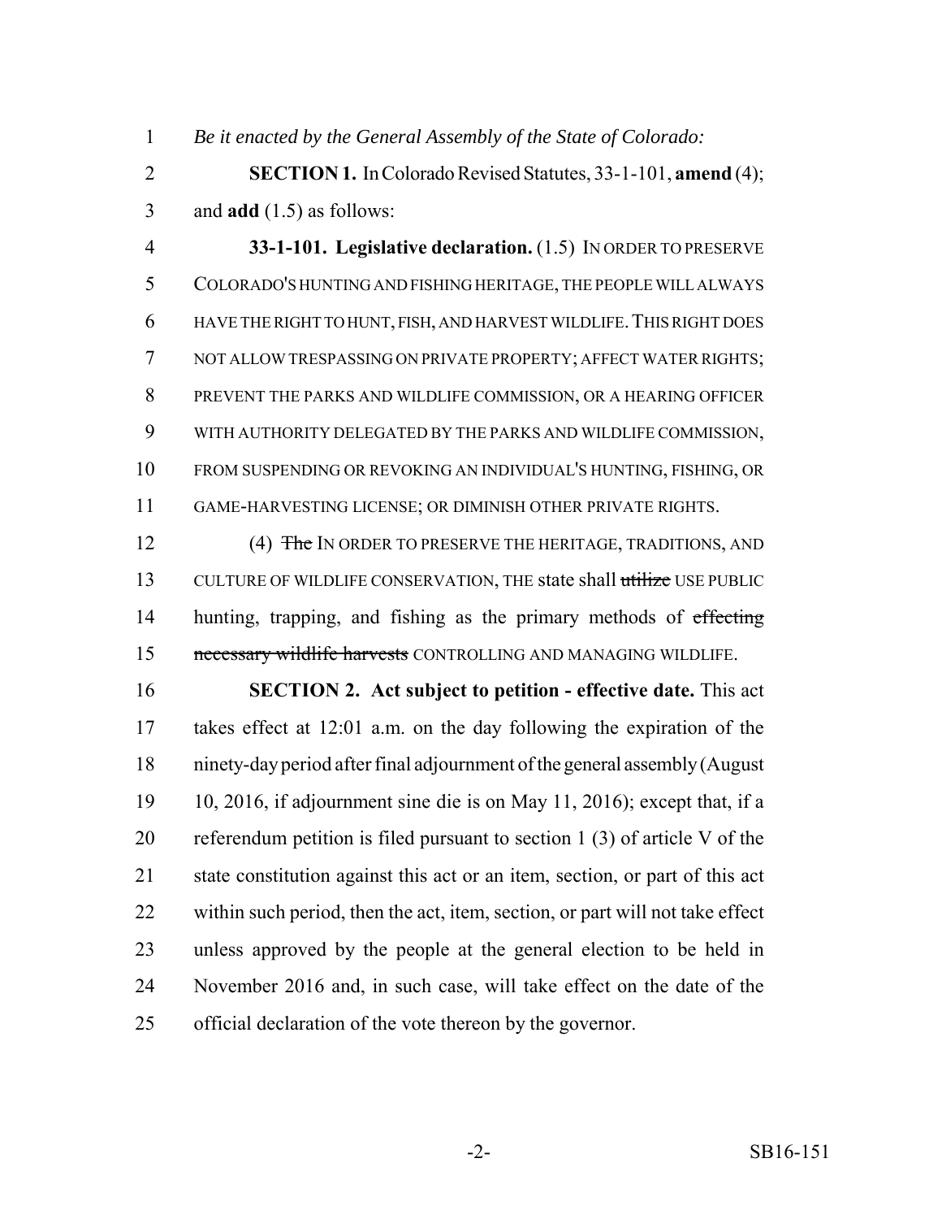*Be it enacted by the General Assembly of the State of Colorado:*

**SECTION 1.** In Colorado Revised Statutes, 33-1-101, **amend** (4); and **add** (1.5) as follows:

**33-1-101. Legislative declaration.** (1.5) IN ORDER TO PRESERVE COLORADO'S HUNTING AND FISHING HERITAGE, THE PEOPLE WILL ALWAYS HAVE THE RIGHT TO HUNT, FISH, AND HARVEST WILDLIFE. THIS RIGHT DOES NOT ALLOW TRESPASSING ON PRIVATE PROPERTY; AFFECT WATER RIGHTS; PREVENT THE PARKS AND WILDLIFE COMMISSION, OR A HEARING OFFICER WITH AUTHORITY DELEGATED BY THE PARKS AND WILDLIFE COMMISSION, FROM SUSPENDING OR REVOKING AN INDIVIDUAL'S HUNTING, FISHING, OR GAME-HARVESTING LICENSE; OR DIMINISH OTHER PRIVATE RIGHTS.

(4) ~~The~~ IN ORDER TO PRESERVE THE HERITAGE, TRADITIONS, AND CULTURE OF WILDLIFE CONSERVATION, THE state shall ~~utilize~~ USE PUBLIC hunting, trapping, and fishing as the primary methods of ~~effecting necessary wildlife harvests~~ CONTROLLING AND MANAGING WILDLIFE.

**SECTION 2. Act subject to petition - effective date.** This act takes effect at 12:01 a.m. on the day following the expiration of the ninety-day period after final adjournment of the general assembly (August 10, 2016, if adjournment sine die is on May 11, 2016); except that, if a referendum petition is filed pursuant to section 1 (3) of article V of the state constitution against this act or an item, section, or part of this act within such period, then the act, item, section, or part will not take effect unless approved by the people at the general election to be held in November 2016 and, in such case, will take effect on the date of the official declaration of the vote thereon by the governor.